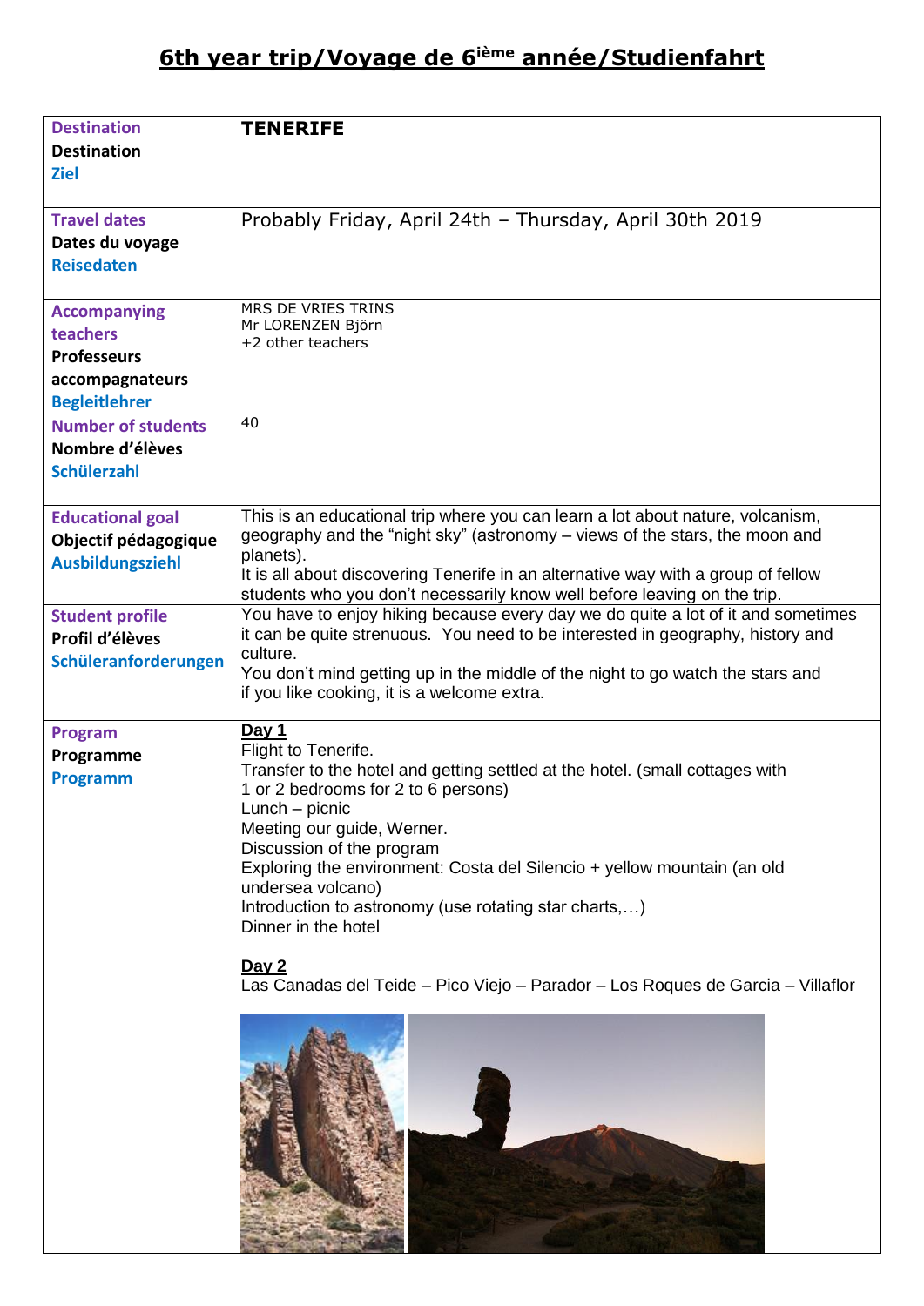# 6th year trip/Voyage de 6ième année/Studienfahrt

| Destination<br>Destination<br>Ziel | **TENERIFE** |
|---|---|
| Travel dates<br>Dates du voyage<br>Reisedaten | Probably Friday, April 24th – Thursday, April 30th 2019 |
| Accompanying teachers<br>Professeurs accompagnateurs<br>Begleitlehrer | MRS DE VRIES TRINS<br>Mr LORENZEN Björn<br>+2 other teachers |
| Number of students<br>Nombre d'élèves<br>Schülerzahl | 40 |
| Educational goal<br>Objectif pédagogique<br>Ausbildungsziehl | This is an educational trip where you can learn a lot about nature, volcanism, geography and the "night sky" (astronomy – views of the stars, the moon and planets).<br>It is all about discovering Tenerife in an alternative way with a group of fellow students who you don't necessarily know well before leaving on the trip. |
| Student profile<br>Profil d'élèves<br>Schüleranforderungen | You have to enjoy hiking because every day we do quite a lot of it and sometimes it can be quite strenuous. You need to be interested in geography, history and culture.<br>You don't mind getting up in the middle of the night to go watch the stars and if you like cooking, it is a welcome extra. |
| Program<br>Programme<br>Programm | **Day 1**<br>Flight to Tenerife.<br>Transfer to the hotel and getting settled at the hotel. (small cottages with 1 or 2 bedrooms for 2 to 6 persons)<br>Lunch – picnic<br>Meeting our guide, Werner.<br>Discussion of the program<br>Exploring the environment: Costa del Silencio + yellow mountain (an old undersea volcano)<br>Introduction to astronomy (use rotating star charts,…)<br>Dinner in the hotel<br><br>**Day 2**<br>Las Canadas del Teide – Pico Viejo – Parador – Los Roques de Garcia – Villaflor |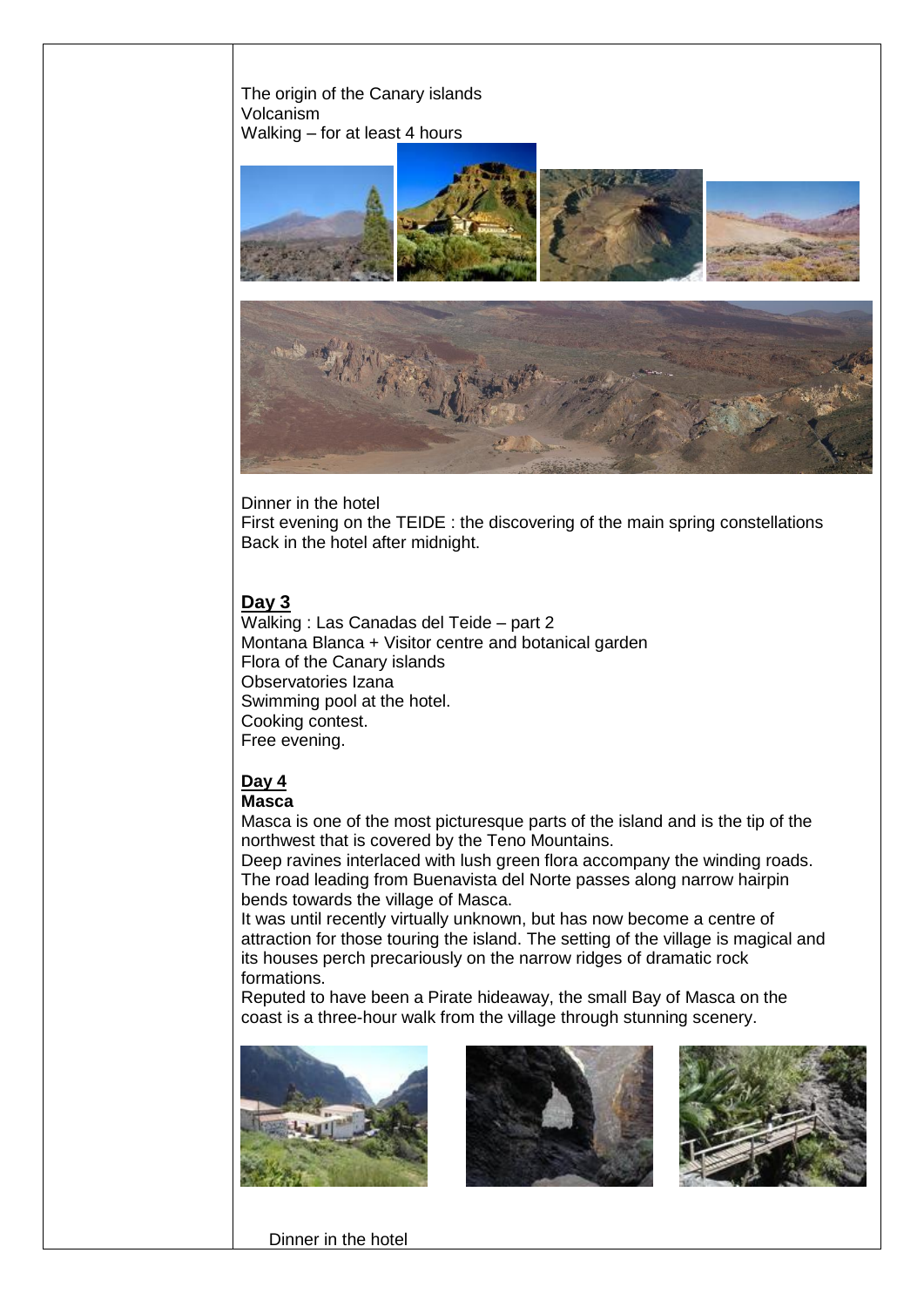The origin of the Canary islands
Volcanism
Walking – for at least 4 hours

Dinner in the hotel
First evening on the TEIDE : the discovering of the main spring constellations
Back in the hotel after midnight.

**Day 3**

Walking : Las Canadas del Teide – part 2
Montana Blanca + Visitor centre and botanical garden
Flora of the Canary islands
Observatories Izana
Swimming pool at the hotel.
Cooking contest.
Free evening.

**Day 4**

**Masca**

Masca is one of the most picturesque parts of the island and is the tip of the northwest that is covered by the Teno Mountains.
Deep ravines interlaced with lush green flora accompany the winding roads. The road leading from Buenavista del Norte passes along narrow hairpin bends towards the village of Masca.
It was until recently virtually unknown, but has now become a centre of attraction for those touring the island. The setting of the village is magical and its houses perch precariously on the narrow ridges of dramatic rock formations.
Reputed to have been a Pirate hideaway, the small Bay of Masca on the coast is a three-hour walk from the village through stunning scenery.

Dinner in the hotel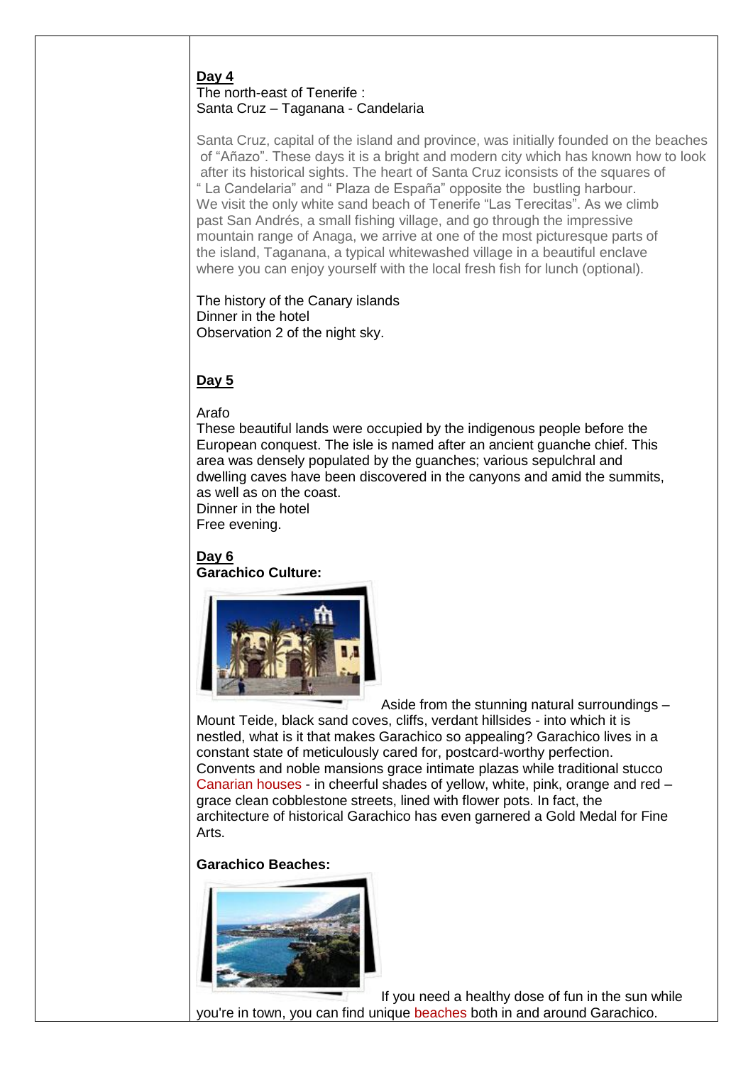**Day 4**

The north-east of Tenerife :
Santa Cruz – Taganana - Candelaria

Santa Cruz, capital of the island and province, was initially founded on the beaches of "Añazo". These days it is a bright and modern city which has known how to look after its historical sights. The heart of Santa Cruz iconsists of the squares of " La Candelaria" and " Plaza de España" opposite the bustling harbour. We visit the only white sand beach of Tenerife "Las Terecitas". As we climb past San Andrés, a small fishing village, and go through the impressive mountain range of Anaga, we arrive at one of the most picturesque parts of the island, Taganana, a typical whitewashed village in a beautiful enclave where you can enjoy yourself with the local fresh fish for lunch (optional).

The history of the Canary islands
Dinner in the hotel
Observation 2 of the night sky.

**Day 5**

Arafo
These beautiful lands were occupied by the indigenous people before the European conquest. The isle is named after an ancient guanche chief. This area was densely populated by the guanches; various sepulchral and dwelling caves have been discovered in the canyons and amid the summits, as well as on the coast.
Dinner in the hotel
Free evening.

**Day 6**

**Garachico Culture:**

Aside from the stunning natural surroundings – Mount Teide, black sand coves, cliffs, verdant hillsides - into which it is nestled, what is it that makes Garachico so appealing? Garachico lives in a constant state of meticulously cared for, postcard-worthy perfection. Convents and noble mansions grace intimate plazas while traditional stucco Canarian houses - in cheerful shades of yellow, white, pink, orange and red – grace clean cobblestone streets, lined with flower pots. In fact, the architecture of historical Garachico has even garnered a Gold Medal for Fine Arts.

**Garachico Beaches:**

If you need a healthy dose of fun in the sun while you're in town, you can find unique beaches both in and around Garachico.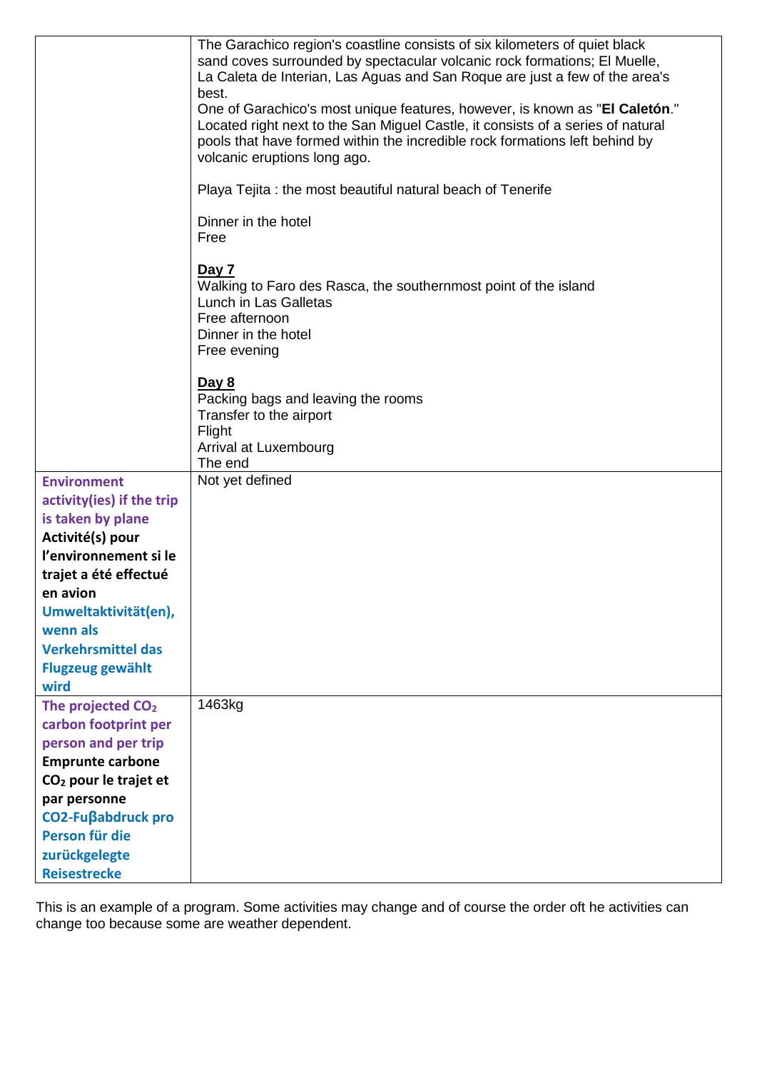| | |
|---|---|
| | The Garachico region's coastline consists of six kilometers of quiet black sand coves surrounded by spectacular volcanic rock formations; El Muelle, La Caleta de Interian, Las Aguas and San Roque are just a few of the area's best.<br>One of Garachico's most unique features, however, is known as "**El Caletón**." Located right next to the San Miguel Castle, it consists of a series of natural pools that have formed within the incredible rock formations left behind by volcanic eruptions long ago.<br><br>Playa Tejita : the most beautiful natural beach of Tenerife<br><br>Dinner in the hotel<br>Free<br><br>**Day 7**<br>Walking to Faro des Rasca, the southernmost point of the island<br>Lunch in Las Galletas<br>Free afternoon<br>Dinner in the hotel<br>Free evening<br><br>**Day 8**<br>Packing bags and leaving the rooms<br>Transfer to the airport<br>Flight<br>Arrival at Luxembourg<br>The end |
| **Environment activity(ies) if the trip is taken by plane**<br>**Activité(s) pour l'environnement si le trajet a été effectué en avion**<br>**Umweltaktivität(en), wenn als Verkehrsmittel das Flugzeug gewählt wird** | Not yet defined |
| **The projected $CO_2$ carbon footprint per person and per trip**<br>**Emprunte carbone $CO_2$ pour le trajet et par personne**<br>**CO2-Fuβabdruck pro Person für die zurückgelegte Reisestrecke** | 1463kg |

This is an example of a program. Some activities may change and of course the order oft he activities can change too because some are weather dependent.